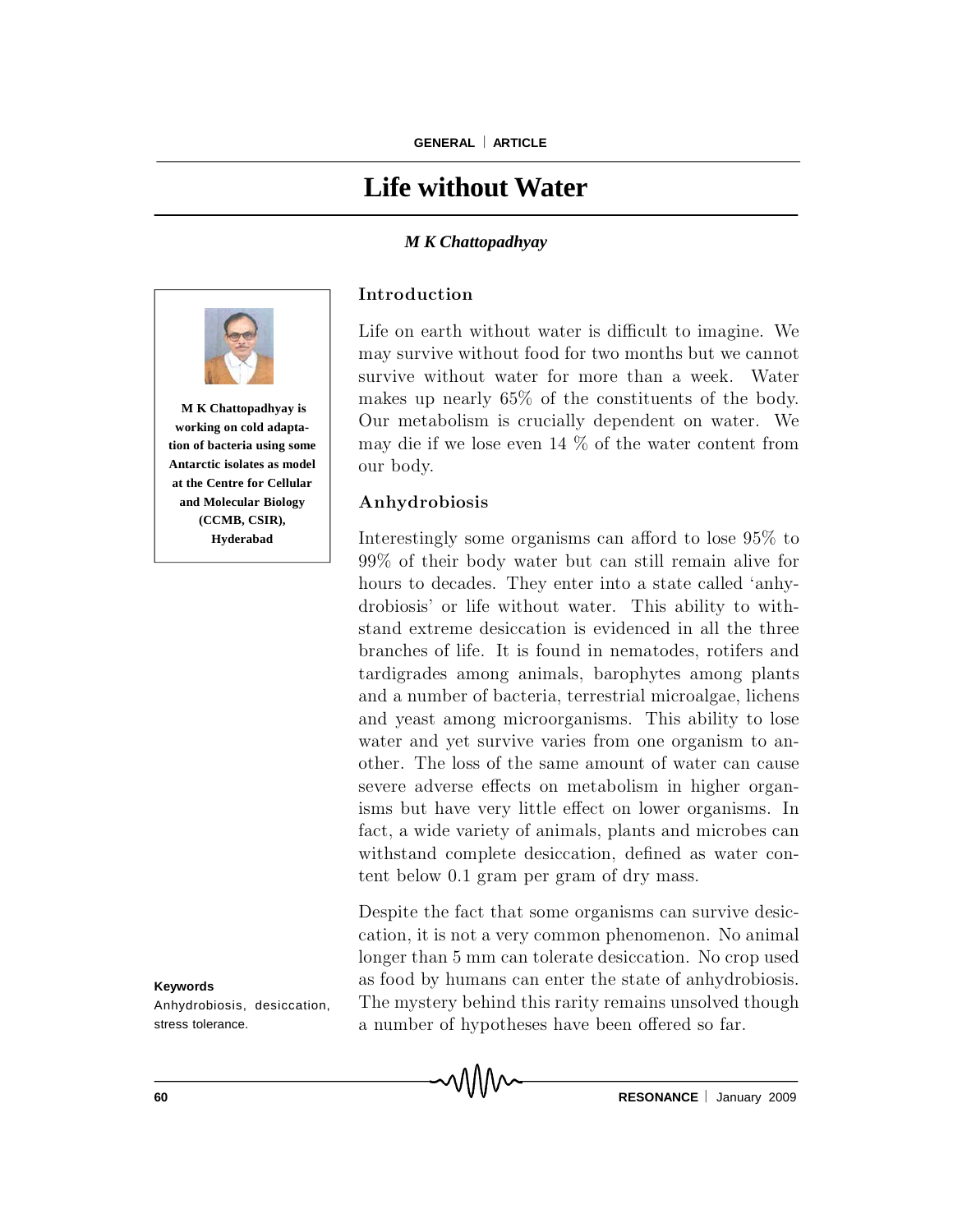# Life without Water

***M K Chattopadhyay***

**M K Chattopadhyay is working on cold adaptation of bacteria using some Antarctic isolates as model at the Centre for Cellular and Molecular Biology (CCMB, CSIR), Hyderabad**

## Introduction

Life on earth without water is difficult to imagine. We may survive without food for two months but we cannot survive without water for more than a week. Water makes up nearly 65% of the constituents of the body. Our metabolism is crucially dependent on water. We may die if we lose even 14 % of the water content from our body.

## Anhydrobiosis

Interestingly some organisms can afford to lose 95% to 99% of their body water but can still remain alive for hours to decades. They enter into a state called 'anhydrobiosis' or life without water. This ability to withstand extreme desiccation is evidenced in all the three branches of life. It is found in nematodes, rotifers and tardigrades among animals, barophytes among plants and a number of bacteria, terrestrial microalgae, lichens and yeast among microorganisms. This ability to lose water and yet survive varies from one organism to another. The loss of the same amount of water can cause severe adverse effects on metabolism in higher organisms but have very little effect on lower organisms. In fact, a wide variety of animals, plants and microbes can withstand complete desiccation, defined as water content below 0.1 gram per gram of dry mass.

Despite the fact that some organisms can survive desiccation, it is not a very common phenomenon. No animal longer than 5 mm can tolerate desiccation. No crop used as food by humans can enter the state of anhydrobiosis. The mystery behind this rarity remains unsolved though a number of hypotheses have been offered so far.

**Keywords**

Anhydrobiosis, desiccation, stress tolerance.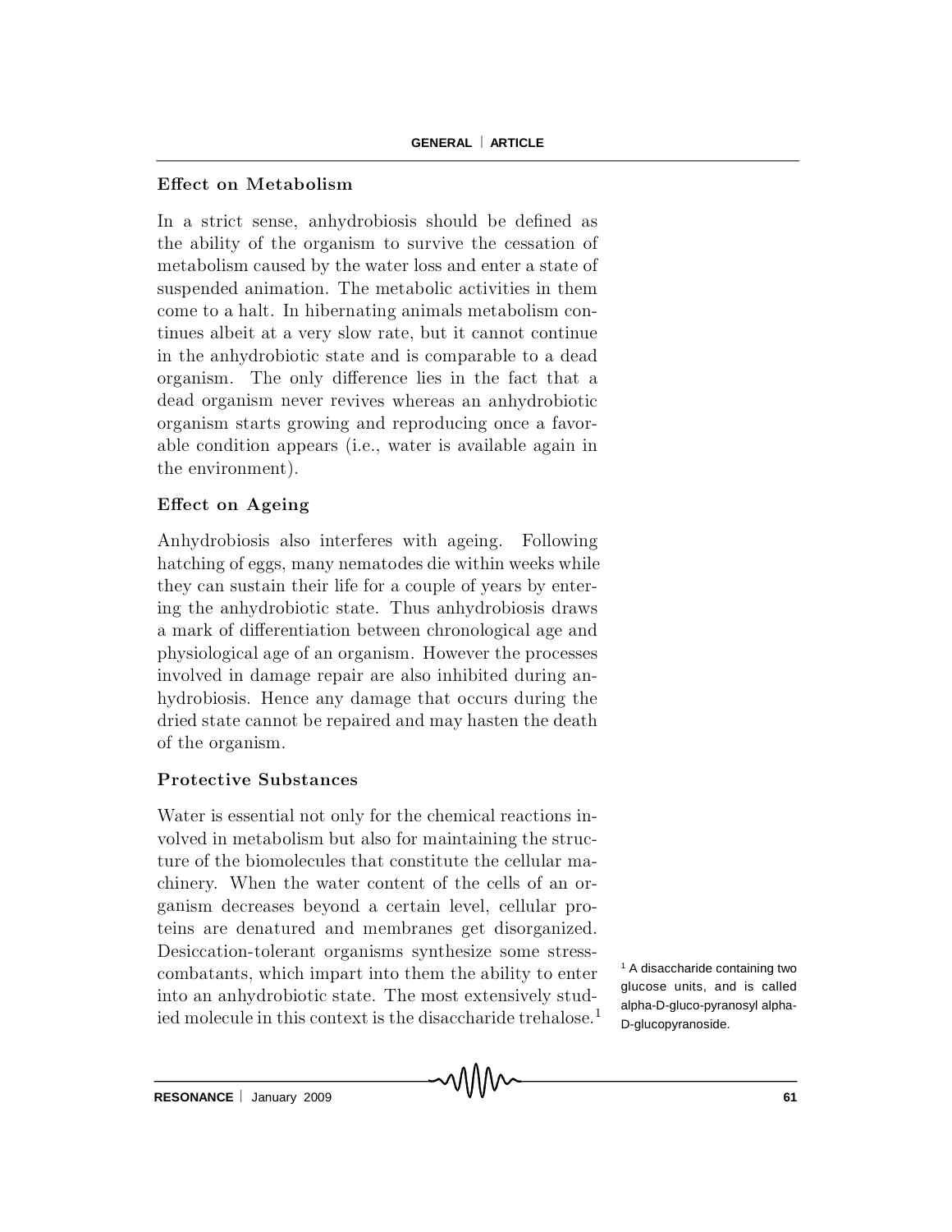### Effect on Metabolism

In a strict sense, anhydrobiosis should be defined as the ability of the organism to survive the cessation of metabolism caused by the water loss and enter a state of suspended animation. The metabolic activities in them come to a halt. In hibernating animals metabolism continues albeit at a very slow rate, but it cannot continue in the anhydrobiotic state and is comparable to a dead organism. The only difference lies in the fact that a dead organism never revives whereas an anhydrobiotic organism starts growing and reproducing once a favorable condition appears (i.e., water is available again in the environment).

### Effect on Ageing

Anhydrobiosis also interferes with ageing. Following hatching of eggs, many nematodes die within weeks while they can sustain their life for a couple of years by entering the anhydrobiotic state. Thus anhydrobiosis draws a mark of differentiation between chronological age and physiological age of an organism. However the processes involved in damage repair are also inhibited during anhydrobiosis. Hence any damage that occurs during the dried state cannot be repaired and may hasten the death of the organism.

### Protective Substances

Water is essential not only for the chemical reactions involved in metabolism but also for maintaining the structure of the biomolecules that constitute the cellular machinery. When the water content of the cells of an organism decreases beyond a certain level, cellular proteins are denatured and membranes get disorganized. Desiccation-tolerant organisms synthesize some stress-combatants, which impart into them the ability to enter into an anhydrobiotic state. The most extensively studied molecule in this context is the disaccharide trehalose.[1]

[1] A disaccharide containing two glucose units, and is called alpha-D-gluco-pyranosyl alpha-D-glucopyranoside.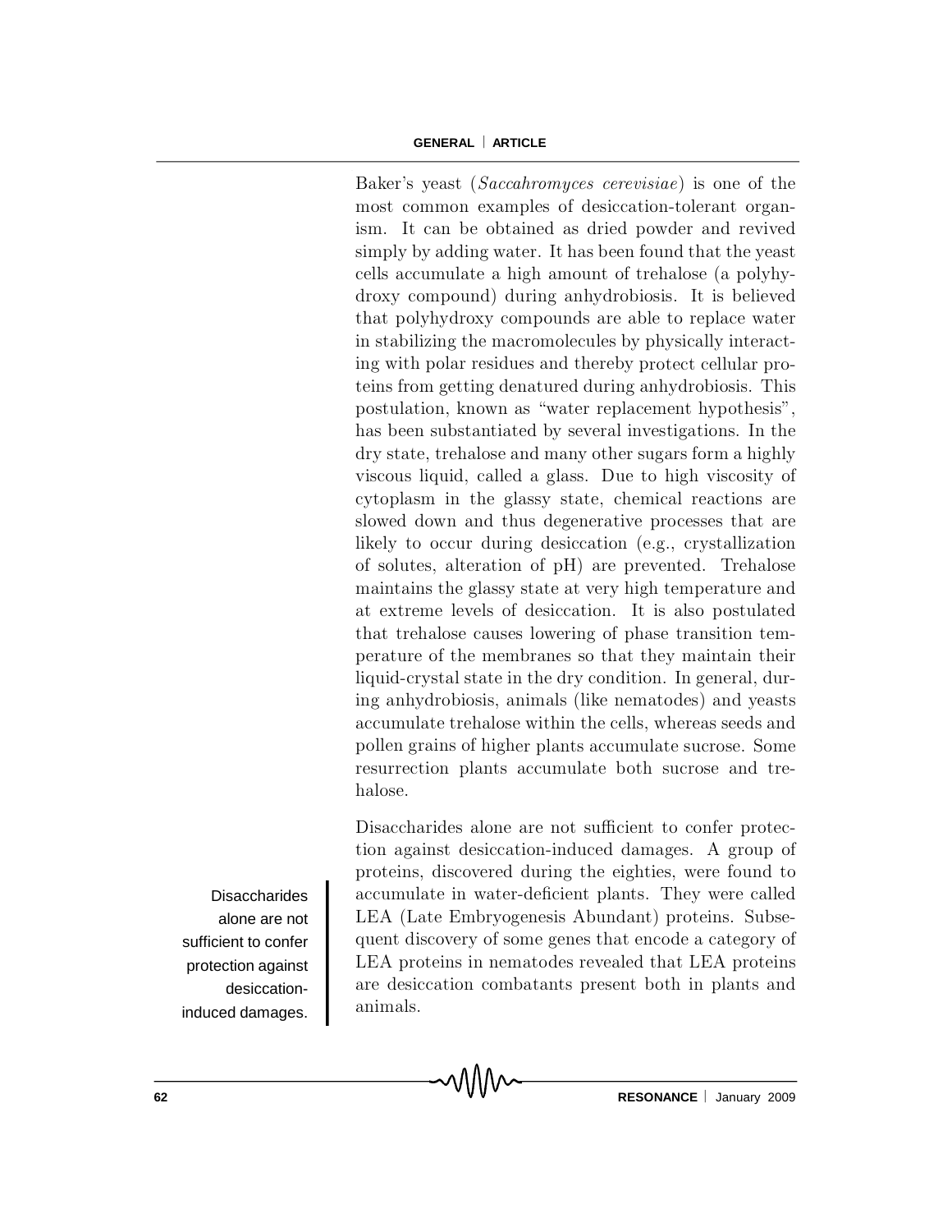Baker's yeast (*Saccahromyces cerevisiae*) is one of the most common examples of desiccation-tolerant organism. It can be obtained as dried powder and revived simply by adding water. It has been found that the yeast cells accumulate a high amount of trehalose (a polyhydroxy compound) during anhydrobiosis. It is believed that polyhydroxy compounds are able to replace water in stabilizing the macromolecules by physically interacting with polar residues and thereby protect cellular proteins from getting denatured during anhydrobiosis. This postulation, known as "water replacement hypothesis", has been substantiated by several investigations. In the dry state, trehalose and many other sugars form a highly viscous liquid, called a glass. Due to high viscosity of cytoplasm in the glassy state, chemical reactions are slowed down and thus degenerative processes that are likely to occur during desiccation (e.g., crystallization of solutes, alteration of pH) are prevented. Trehalose maintains the glassy state at very high temperature and at extreme levels of desiccation. It is also postulated that trehalose causes lowering of phase transition temperature of the membranes so that they maintain their liquid-crystal state in the dry condition. In general, during anhydrobiosis, animals (like nematodes) and yeasts accumulate trehalose within the cells, whereas seeds and pollen grains of higher plants accumulate sucrose. Some resurrection plants accumulate both sucrose and trehalose.

Disaccharides alone are not sufficient to confer protection against desiccation-induced damages. A group of proteins, discovered during the eighties, were found to accumulate in water-deficient plants. They were called LEA (Late Embryogenesis Abundant) proteins. Subsequent discovery of some genes that encode a category of LEA proteins in nematodes revealed that LEA proteins are desiccation combatants present both in plants and animals.

> Disaccharides alone are not sufficient to confer protection against desiccation-induced damages.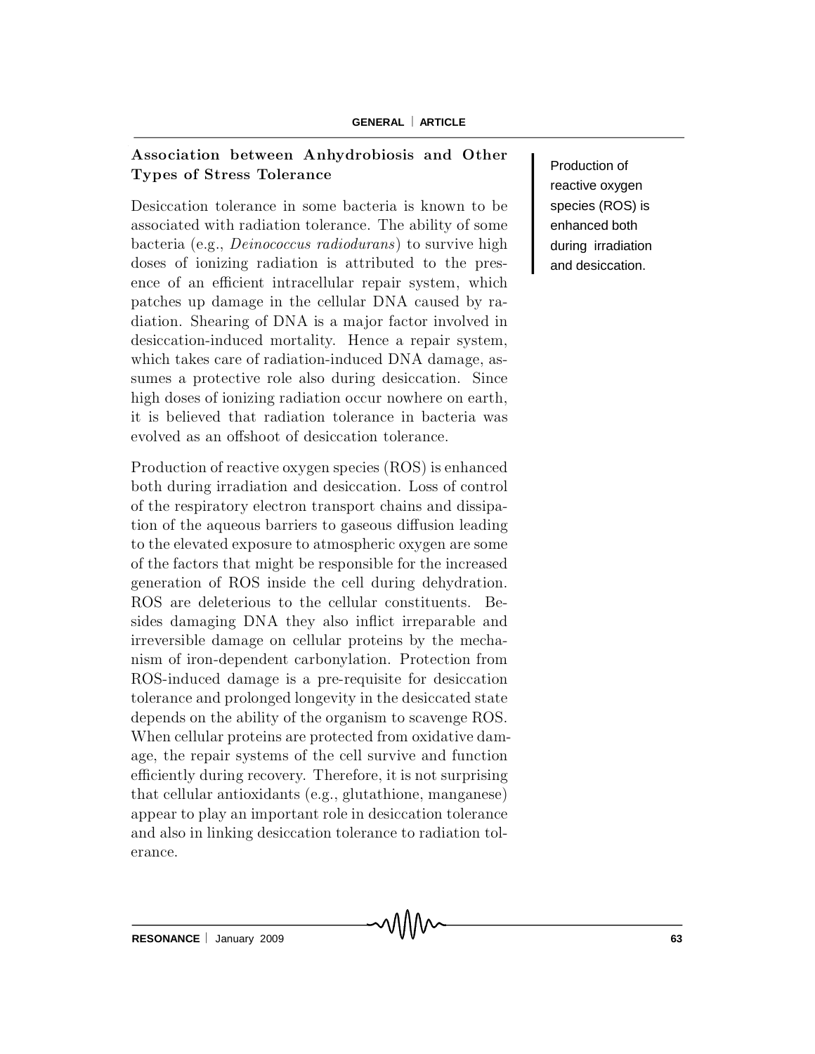### Association between Anhydrobiosis and Other Types of Stress Tolerance

Desiccation tolerance in some bacteria is known to be associated with radiation tolerance. The ability of some bacteria (e.g., *Deinococcus radiodurans*) to survive high doses of ionizing radiation is attributed to the presence of an efficient intracellular repair system, which patches up damage in the cellular DNA caused by radiation. Shearing of DNA is a major factor involved in desiccation-induced mortality. Hence a repair system, which takes care of radiation-induced DNA damage, assumes a protective role also during desiccation. Since high doses of ionizing radiation occur nowhere on earth, it is believed that radiation tolerance in bacteria was evolved as an offshoot of desiccation tolerance.

Production of reactive oxygen species (ROS) is enhanced both during irradiation and desiccation.

Production of reactive oxygen species (ROS) is enhanced both during irradiation and desiccation. Loss of control of the respiratory electron transport chains and dissipation of the aqueous barriers to gaseous diffusion leading to the elevated exposure to atmospheric oxygen are some of the factors that might be responsible for the increased generation of ROS inside the cell during dehydration. ROS are deleterious to the cellular constituents. Besides damaging DNA they also inflict irreparable and irreversible damage on cellular proteins by the mechanism of iron-dependent carbonylation. Protection from ROS-induced damage is a pre-requisite for desiccation tolerance and prolonged longevity in the desiccated state depends on the ability of the organism to scavenge ROS. When cellular proteins are protected from oxidative damage, the repair systems of the cell survive and function efficiently during recovery. Therefore, it is not surprising that cellular antioxidants (e.g., glutathione, manganese) appear to play an important role in desiccation tolerance and also in linking desiccation tolerance to radiation tolerance.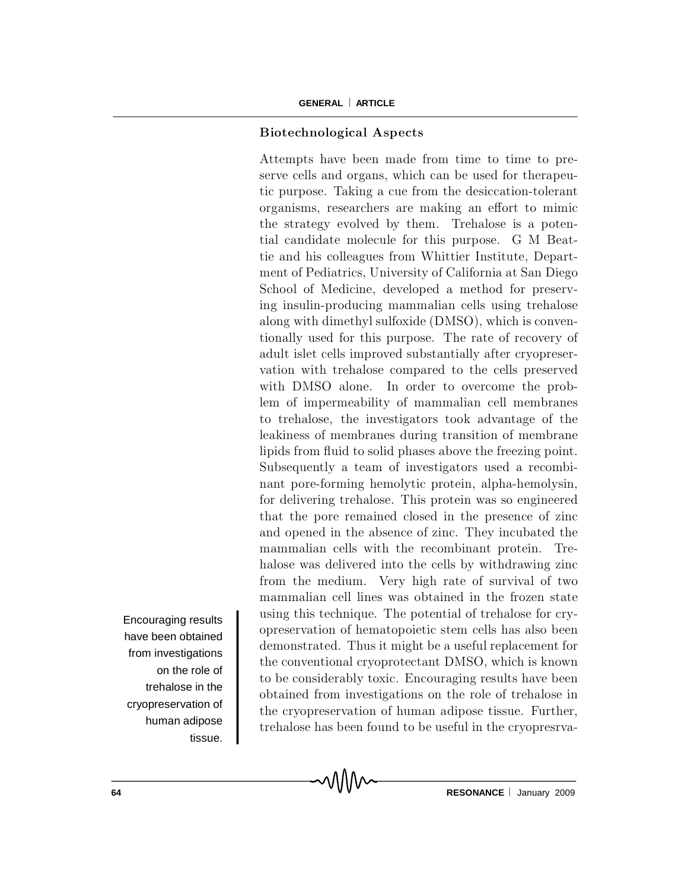### Biotechnological Aspects

Attempts have been made from time to time to preserve cells and organs, which can be used for therapeutic purpose. Taking a cue from the desiccation-tolerant organisms, researchers are making an effort to mimic the strategy evolved by them. Trehalose is a potential candidate molecule for this purpose. G M Beattie and his colleagues from Whittier Institute, Department of Pediatrics, University of California at San Diego School of Medicine, developed a method for preserving insulin-producing mammalian cells using trehalose along with dimethyl sulfoxide (DMSO), which is conventionally used for this purpose. The rate of recovery of adult islet cells improved substantially after cryopreservation with trehalose compared to the cells preserved with DMSO alone. In order to overcome the problem of impermeability of mammalian cell membranes to trehalose, the investigators took advantage of the leakiness of membranes during transition of membrane lipids from fluid to solid phases above the freezing point. Subsequently a team of investigators used a recombinant pore-forming hemolytic protein, alpha-hemolysin, for delivering trehalose. This protein was so engineered that the pore remained closed in the presence of zinc and opened in the absence of zinc. They incubated the mammalian cells with the recombinant protein. Trehalose was delivered into the cells by withdrawing zinc from the medium. Very high rate of survival of two mammalian cell lines was obtained in the frozen state using this technique. The potential of trehalose for cryopreservation of hematopoietic stem cells has also been demonstrated. Thus it might be a useful replacement for the conventional cryoprotectant DMSO, which is known to be considerably toxic. Encouraging results have been obtained from investigations on the role of trehalose in the cryopreservation of human adipose tissue. Further, trehalose has been found to be useful in the cryopresrva-

> Encouraging results have been obtained from investigations on the role of trehalose in the cryopreservation of human adipose tissue.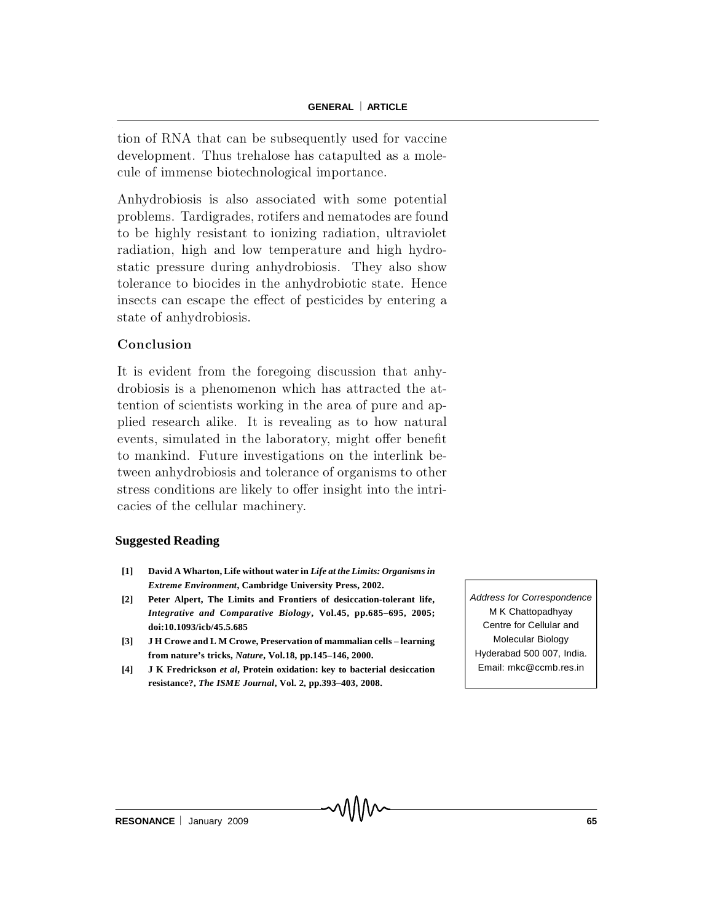tion of RNA that can be subsequently used for vaccine development. Thus trehalose has catapulted as a molecule of immense biotechnological importance.

Anhydrobiosis is also associated with some potential problems. Tardigrades, rotifers and nematodes are found to be highly resistant to ionizing radiation, ultraviolet radiation, high and low temperature and high hydrostatic pressure during anhydrobiosis. They also show tolerance to biocides in the anhydrobiotic state. Hence insects can escape the effect of pesticides by entering a state of anhydrobiosis.

## Conclusion

It is evident from the foregoing discussion that anhydrobiosis is a phenomenon which has attracted the attention of scientists working in the area of pure and applied research alike. It is revealing as to how natural events, simulated in the laboratory, might offer benefit to mankind. Future investigations on the interlink between anhydrobiosis and tolerance of organisms to other stress conditions are likely to offer insight into the intricacies of the cellular machinery.

## Suggested Reading

[1] David A Wharton, Life without water in *Life at the Limits: Organisms in Extreme Environment*, Cambridge University Press, 2002.

[2] Peter Alpert, The Limits and Frontiers of desiccation-tolerant life, *Integrative and Comparative Biology*, Vol.45, pp.685–695, 2005; doi:10.1093/icb/45.5.685

[3] J H Crowe and L M Crowe, Preservation of mammalian cells – learning from nature's tricks, *Nature*, Vol.18, pp.145–146, 2000.

[4] J K Fredrickson *et al*, Protein oxidation: key to bacterial desiccation resistance?, *The ISME Journal*, Vol. 2, pp.393–403, 2008.

*Address for Correspondence*
M K Chattopadhyay
Centre for Cellular and Molecular Biology
Hyderabad 500 007, India.
Email: mkc@ccmb.res.in